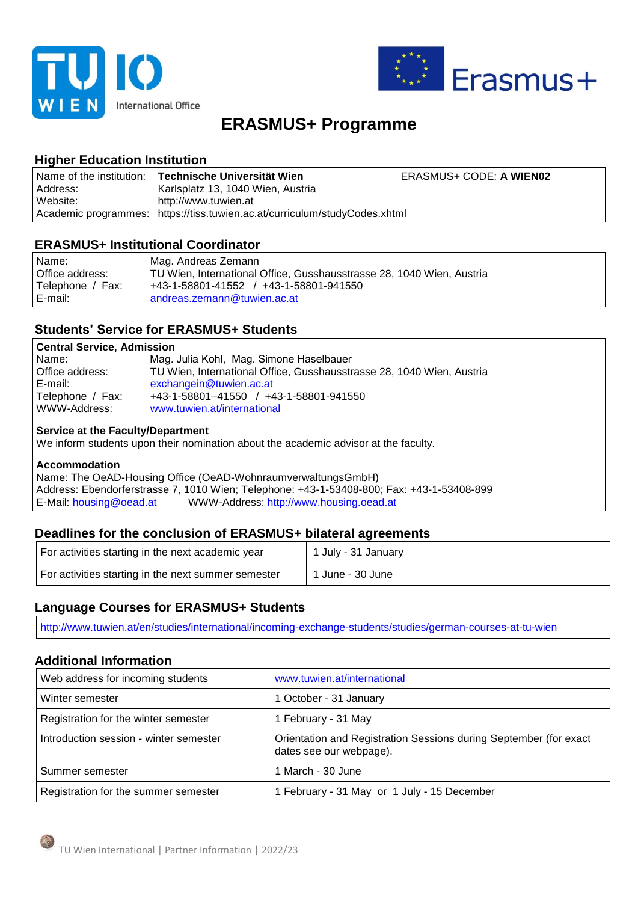# ERASMUS+ Programme

## Higher Education Institution

| | | |
|---|---|---|
| Name of the institution: | **Technische Universität Wien** | ERASMUS+ CODE: **A WIEN02** |
| Address: | Karlsplatz 13, 1040 Wien, Austria | |
| Website: | http://www.tuwien.at | |
| Academic programmes: | https://tiss.tuwien.ac.at/curriculum/studyCodes.xhtml | |

## ERASMUS+ Institutional Coordinator

| | |
|---|---|
| Name: | Mag. Andreas Zemann |
| Office address: | TU Wien, International Office, Gusshausstrasse 28, 1040 Wien, Austria |
| Telephone / Fax: | +43-1-58801-41552 / +43-1-58801-941550 |
| E-mail: | andreas.zemann@tuwien.ac.at |

## Students' Service for ERASMUS+ Students

**Central Service, Admission**

| | |
|---|---|
| Name: | Mag. Julia Kohl, Mag. Simone Haselbauer |
| Office address: | TU Wien, International Office, Gusshausstrasse 28, 1040 Wien, Austria |
| E-mail: | exchangein@tuwien.ac.at |
| Telephone / Fax: | +43-1-58801–41550 / +43-1-58801-941550 |
| WWW-Address: | www.tuwien.at/international |

**Service at the Faculty/Department**

We inform students upon their nomination about the academic advisor at the faculty.

**Accommodation**

Name: The OeAD-Housing Office (OeAD-WohnraumverwaltungsGmbH)
Address: Ebendorferstrasse 7, 1010 Wien; Telephone: +43-1-53408-800; Fax: +43-1-53408-899
E-Mail: housing@oead.at WWW-Address: http://www.housing.oead.at

## Deadlines for the conclusion of ERASMUS+ bilateral agreements

| | |
|---|---|
| For activities starting in the next academic year | 1 July - 31 January |
| For activities starting in the next summer semester | 1 June - 30 June |

## Language Courses for ERASMUS+ Students

http://www.tuwien.at/en/studies/international/incoming-exchange-students/studies/german-courses-at-tu-wien

## Additional Information

| | |
|---|---|
| Web address for incoming students | www.tuwien.at/international |
| Winter semester | 1 October - 31 January |
| Registration for the winter semester | 1 February - 31 May |
| Introduction session - winter semester | Orientation and Registration Sessions during September (for exact dates see our webpage). |
| Summer semester | 1 March - 30 June |
| Registration for the summer semester | 1 February - 31 May or 1 July - 15 December |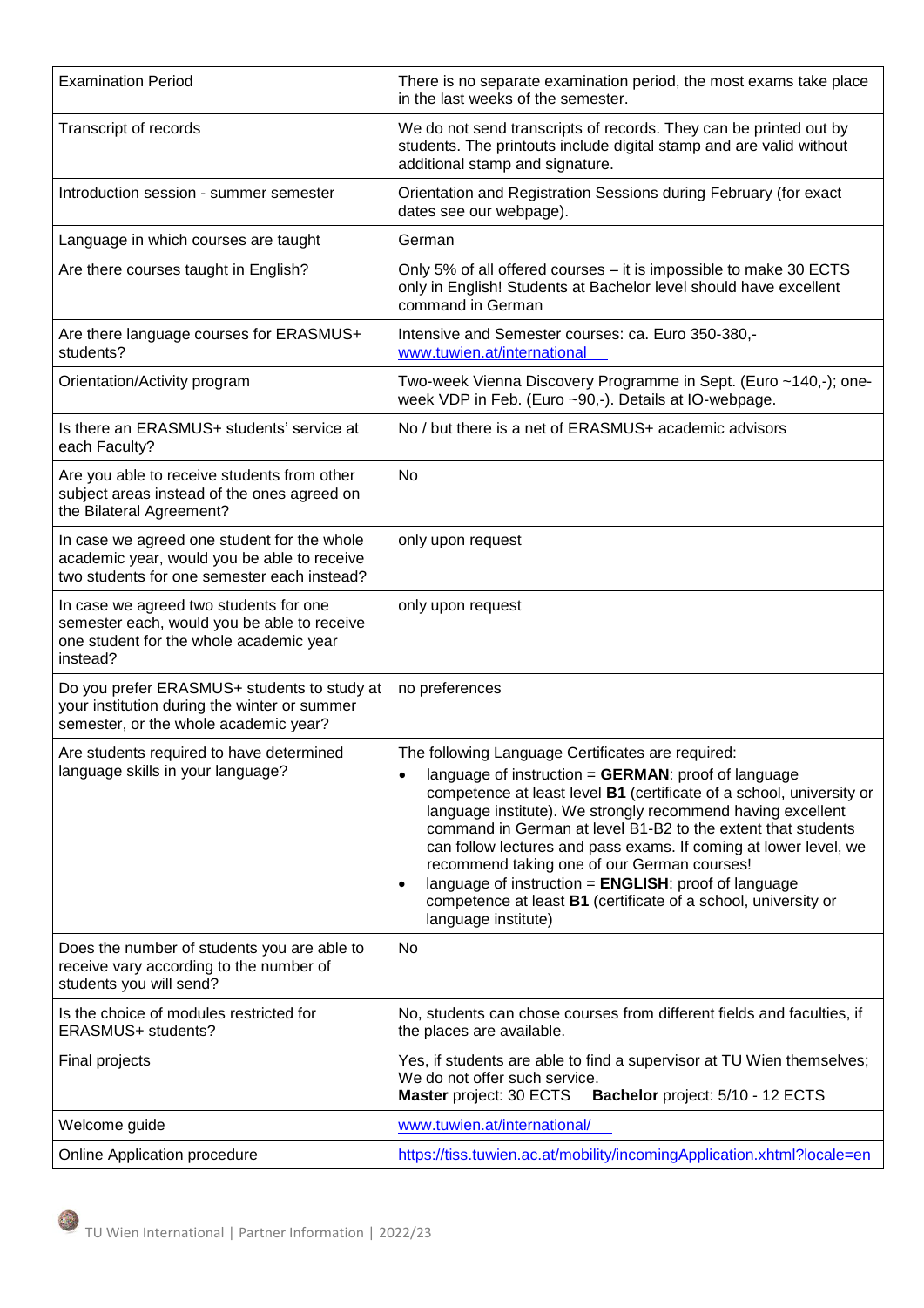| | |
|---|---|
| Examination Period | There is no separate examination period, the most exams take place in the last weeks of the semester. |
| Transcript of records | We do not send transcripts of records. They can be printed out by students. The printouts include digital stamp and are valid without additional stamp and signature. |
| Introduction session - summer semester | Orientation and Registration Sessions during February (for exact dates see our webpage). |
| Language in which courses are taught | German |
| Are there courses taught in English? | Only 5% of all offered courses – it is impossible to make 30 ECTS only in English! Students at Bachelor level should have excellent command in German |
| Are there language courses for ERASMUS+ students? | Intensive and Semester courses: ca. Euro 350-380,- [www.tuwien.at/international](www.tuwien.at/international) |
| Orientation/Activity program | Two-week Vienna Discovery Programme in Sept. (Euro ~140,-); one-week VDP in Feb. (Euro ~90,-). Details at IO-webpage. |
| Is there an ERASMUS+ students' service at each Faculty? | No / but there is a net of ERASMUS+ academic advisors |
| Are you able to receive students from other subject areas instead of the ones agreed on the Bilateral Agreement? | No |
| In case we agreed one student for the whole academic year, would you be able to receive two students for one semester each instead? | only upon request |
| In case we agreed two students for one semester each, would you be able to receive one student for the whole academic year instead? | only upon request |
| Do you prefer ERASMUS+ students to study at your institution during the winter or summer semester, or the whole academic year? | no preferences |
| Are students required to have determined language skills in your language? | The following Language Certificates are required:<br>• language of instruction = **GERMAN**: proof of language competence at least level **B1** (certificate of a school, university or language institute). We strongly recommend having excellent command in German at level B1-B2 to the extent that students can follow lectures and pass exams. If coming at lower level, we recommend taking one of our German courses!<br>• language of instruction = **ENGLISH**: proof of language competence at least **B1** (certificate of a school, university or language institute) |
| Does the number of students you are able to receive vary according to the number of students you will send? | No |
| Is the choice of modules restricted for ERASMUS+ students? | No, students can chose courses from different fields and faculties, if the places are available. |
| Final projects | Yes, if students are able to find a supervisor at TU Wien themselves; We do not offer such service.<br>**Master** project: 30 ECTS **Bachelor** project: 5/10 - 12 ECTS |
| Welcome guide | [www.tuwien.at/international/](www.tuwien.at/international/) |
| Online Application procedure | [https://tiss.tuwien.ac.at/mobility/incomingApplication.xhtml?locale=en](https://tiss.tuwien.ac.at/mobility/incomingApplication.xhtml?locale=en) |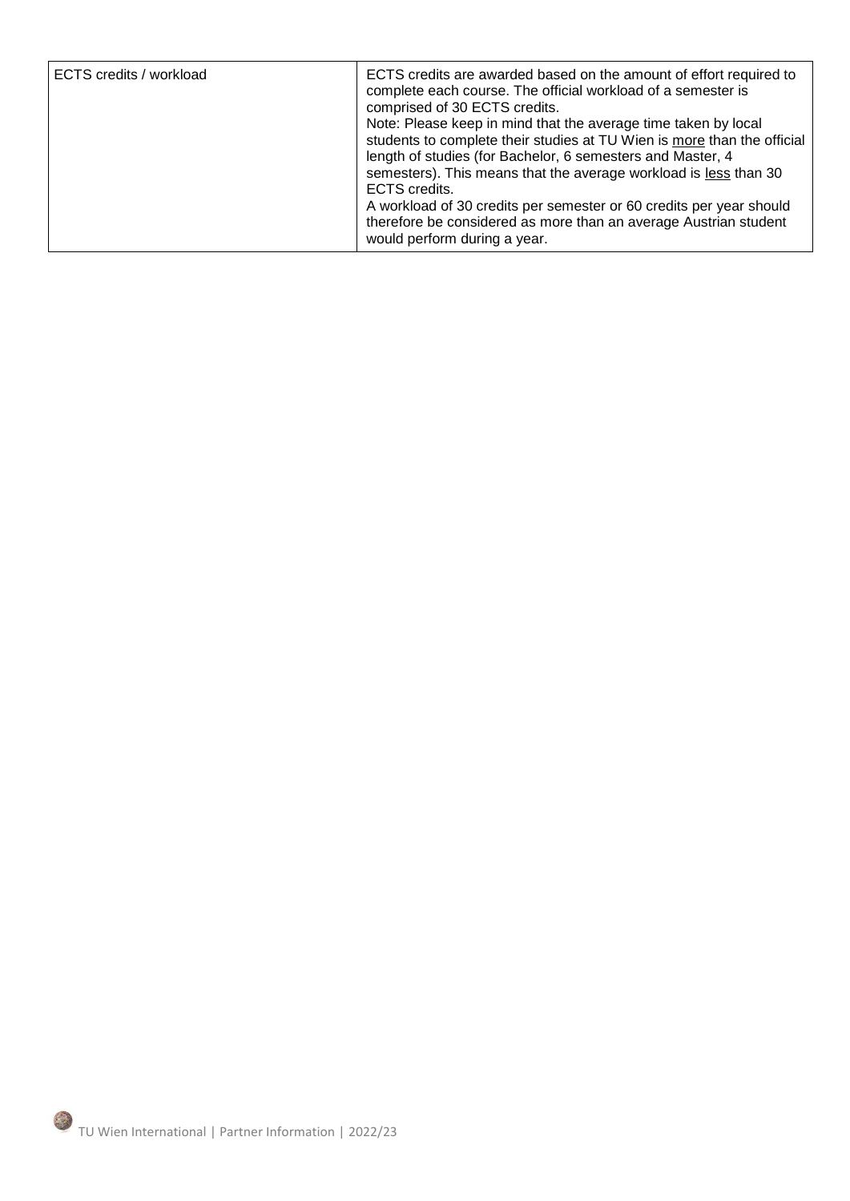| | |
|---|---|
| ECTS credits / workload | ECTS credits are awarded based on the amount of effort required to complete each course. The official workload of a semester is comprised of 30 ECTS credits.<br>Note: Please keep in mind that the average time taken by local students to complete their studies at TU Wien is <u>more</u> than the official length of studies (for Bachelor, 6 semesters and Master, 4 semesters). This means that the average workload is <u>less</u> than 30 ECTS credits.<br>A workload of 30 credits per semester or 60 credits per year should therefore be considered as more than an average Austrian student would perform during a year. |